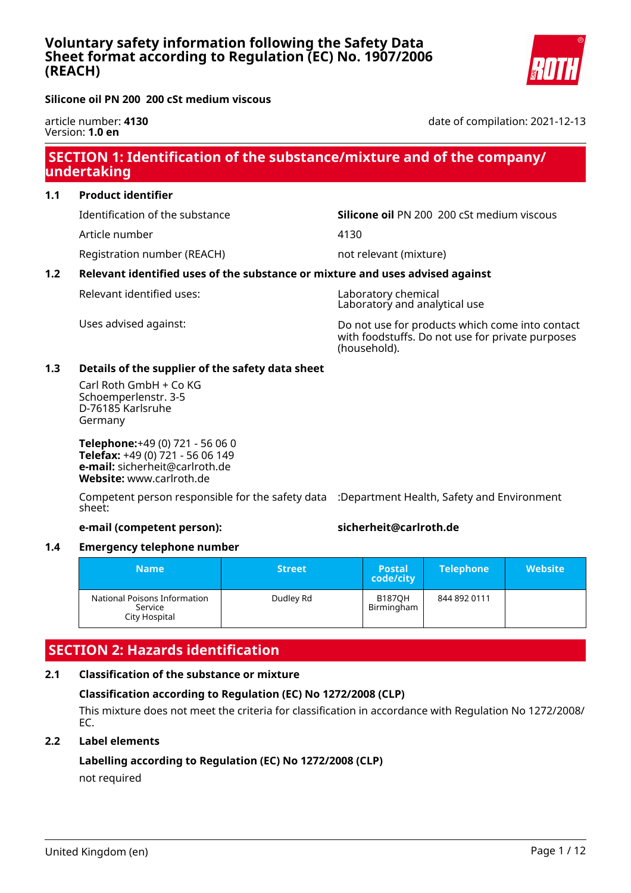# Voluntary safety information following the Safety Data Sheet format according to Regulation (EC) No. 1907/2006 (REACH)

**Silicone oil PN 200  200 cSt medium viscous**

article number: **4130**
Version: **1.0 en**

date of compilation: 2021-12-13

## SECTION 1: Identification of the substance/mixture and of the company/undertaking

### 1.1 Product identifier

| | |
|---|---|
| Identification of the substance | **Silicone oil** PN 200  200 cSt medium viscous |
| Article number | 4130 |
| Registration number (REACH) | not relevant (mixture) |

### 1.2 Relevant identified uses of the substance or mixture and uses advised against

| | |
|---|---|
| Relevant identified uses: | Laboratory chemical<br>Laboratory and analytical use |
| Uses advised against: | Do not use for products which come into contact with foodstuffs. Do not use for private purposes (household). |

### 1.3 Details of the supplier of the safety data sheet

Carl Roth GmbH + Co KG
Schoemperlenstr. 3-5
D-76185 Karlsruhe
Germany

**Telephone:**+49 (0) 721 - 56 06 0
**Telefax:** +49 (0) 721 - 56 06 149
**e-mail:** sicherheit@carlroth.de
**Website:** www.carlroth.de

Competent person responsible for the safety data sheet: :Department Health, Safety and Environment

**e-mail (competent person):** **sicherheit@carlroth.de**

### 1.4 Emergency telephone number

| Name | Street | Postal code/city | Telephone | Website |
|---|---|---|---|---|
| National Poisons Information Service City Hospital | Dudley Rd | B187QH Birmingham | 844 892 0111 | |

## SECTION 2: Hazards identification

### 2.1 Classification of the substance or mixture

**Classification according to Regulation (EC) No 1272/2008 (CLP)**

This mixture does not meet the criteria for classification in accordance with Regulation No 1272/2008/EC.

### 2.2 Label elements

**Labelling according to Regulation (EC) No 1272/2008 (CLP)**

not required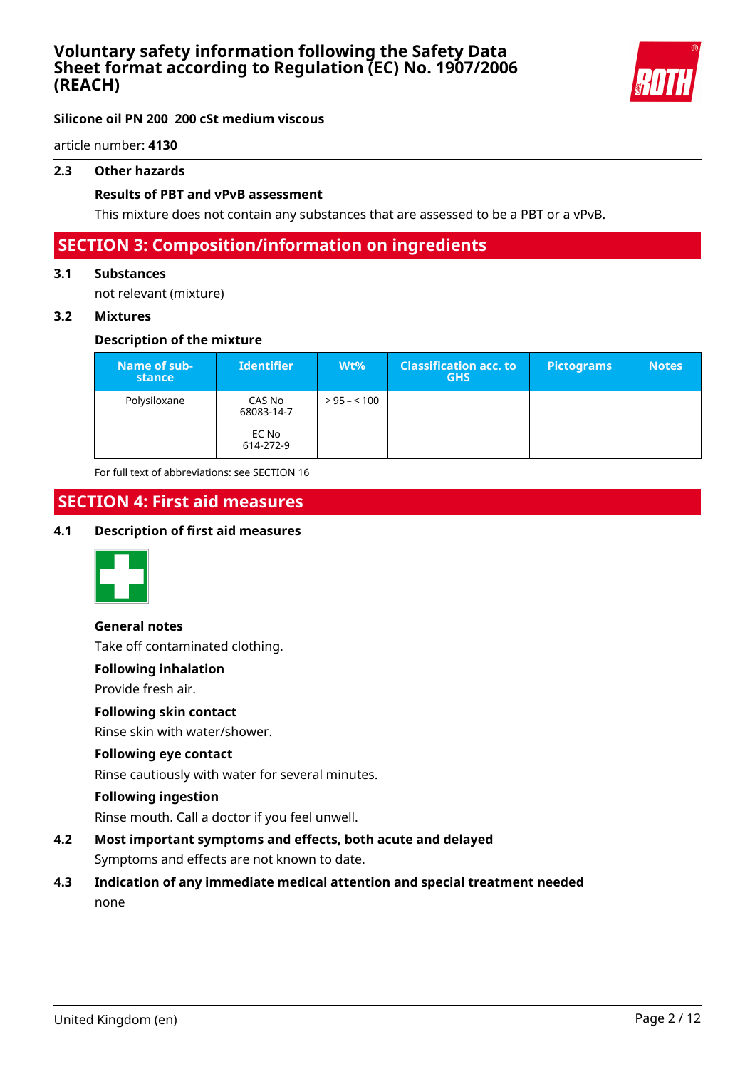### 2.3 Other hazards

**Results of PBT and vPvB assessment**

This mixture does not contain any substances that are assessed to be a PBT or a vPvB.

## SECTION 3: Composition/information on ingredients

### 3.1 Substances

not relevant (mixture)

### 3.2 Mixtures

**Description of the mixture**

| Name of substance | Identifier | Wt% | Classification acc. to GHS | Pictograms | Notes |
|---|---|---|---|---|---|
| Polysiloxane | CAS No 68083-14-7<br><br>EC No 614-272-9 | > 95 – < 100 | | | |

For full text of abbreviations: see SECTION 16

## SECTION 4: First aid measures

### 4.1 Description of first aid measures

**General notes**

Take off contaminated clothing.

**Following inhalation**

Provide fresh air.

**Following skin contact**

Rinse skin with water/shower.

**Following eye contact**

Rinse cautiously with water for several minutes.

**Following ingestion**

Rinse mouth. Call a doctor if you feel unwell.

### 4.2 Most important symptoms and effects, both acute and delayed

Symptoms and effects are not known to date.

### 4.3 Indication of any immediate medical attention and special treatment needed

none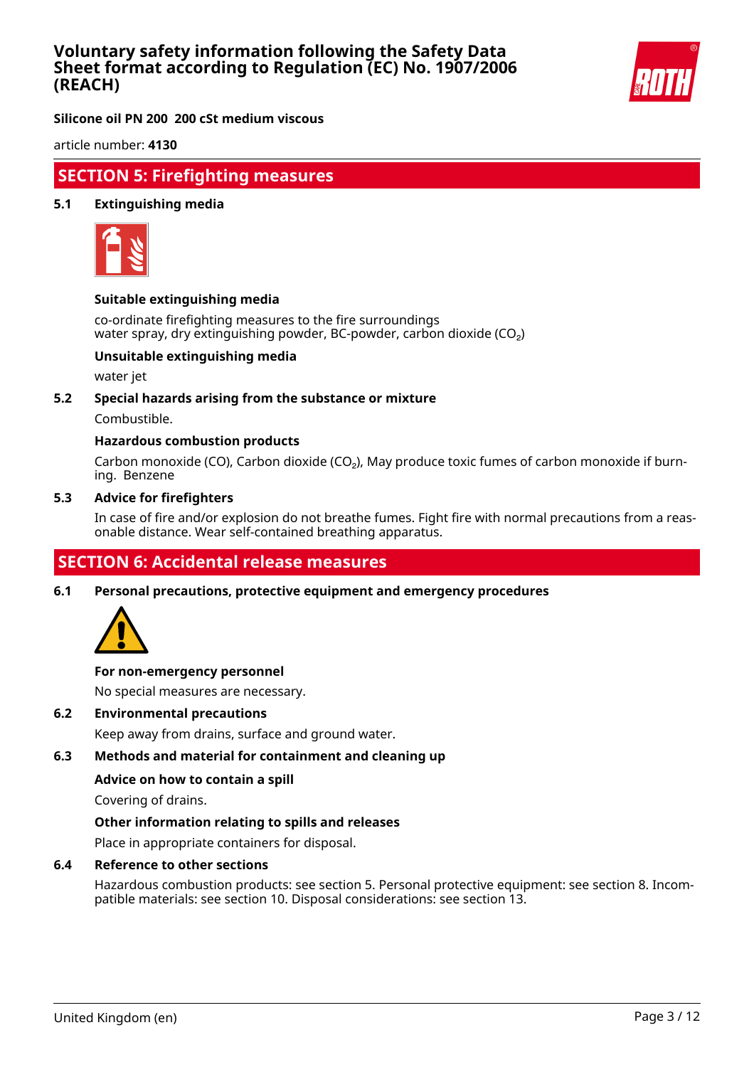## SECTION 5: Firefighting measures

### 5.1 Extinguishing media

**Suitable extinguishing media**

co-ordinate firefighting measures to the fire surroundings
water spray, dry extinguishing powder, BC-powder, carbon dioxide ($CO_2$)

**Unsuitable extinguishing media**

water jet

### 5.2 Special hazards arising from the substance or mixture

Combustible.

**Hazardous combustion products**

Carbon monoxide (CO), Carbon dioxide ($CO_2$), May produce toxic fumes of carbon monoxide if burning. Benzene

### 5.3 Advice for firefighters

In case of fire and/or explosion do not breathe fumes. Fight fire with normal precautions from a reasonable distance. Wear self-contained breathing apparatus.

## SECTION 6: Accidental release measures

### 6.1 Personal precautions, protective equipment and emergency procedures

**For non-emergency personnel**

No special measures are necessary.

### 6.2 Environmental precautions

Keep away from drains, surface and ground water.

### 6.3 Methods and material for containment and cleaning up

**Advice on how to contain a spill**

Covering of drains.

**Other information relating to spills and releases**

Place in appropriate containers for disposal.

### 6.4 Reference to other sections

Hazardous combustion products: see section 5. Personal protective equipment: see section 8. Incompatible materials: see section 10. Disposal considerations: see section 13.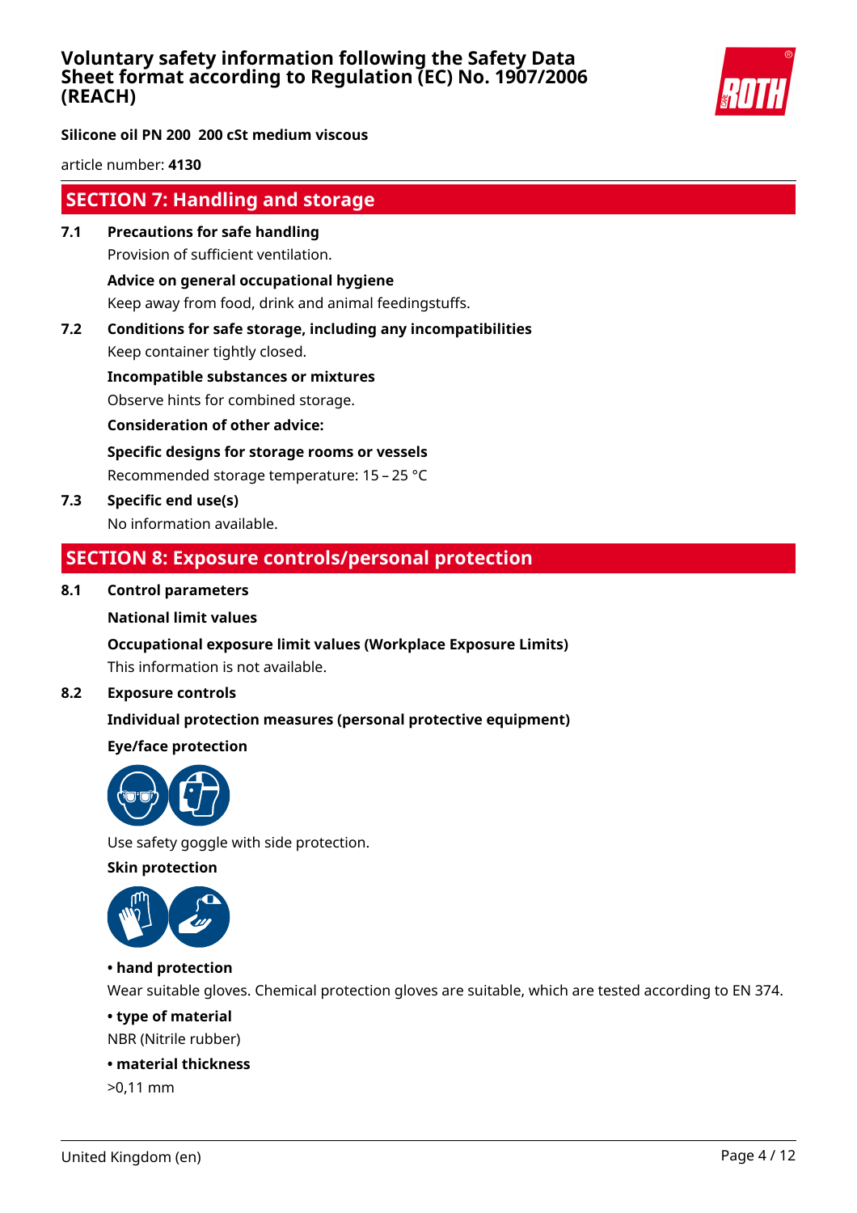## SECTION 7: Handling and storage

**7.1 Precautions for safe handling**

Provision of sufficient ventilation.

**Advice on general occupational hygiene**

Keep away from food, drink and animal feedingstuffs.

**7.2 Conditions for safe storage, including any incompatibilities**

Keep container tightly closed.

**Incompatible substances or mixtures**

Observe hints for combined storage.

**Consideration of other advice:**

**Specific designs for storage rooms or vessels**

Recommended storage temperature: 15 – 25 °C

**7.3 Specific end use(s)**

No information available.

## SECTION 8: Exposure controls/personal protection

**8.1 Control parameters**

**National limit values**

**Occupational exposure limit values (Workplace Exposure Limits)**

This information is not available.

**8.2 Exposure controls**

**Individual protection measures (personal protective equipment)**

**Eye/face protection**

Use safety goggle with side protection.

**Skin protection**

**• hand protection**

Wear suitable gloves. Chemical protection gloves are suitable, which are tested according to EN 374.

**• type of material**

NBR (Nitrile rubber)

**• material thickness**

>0,11 mm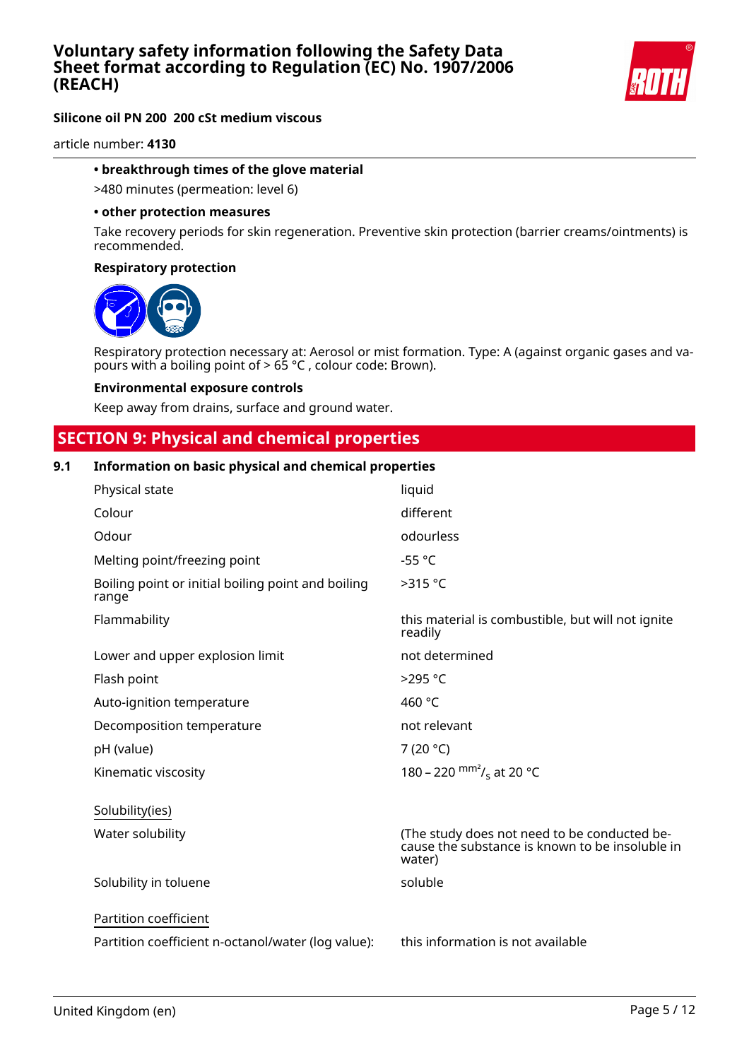**• breakthrough times of the glove material**

>480 minutes (permeation: level 6)

**• other protection measures**

Take recovery periods for skin regeneration. Preventive skin protection (barrier creams/ointments) is recommended.

**Respiratory protection**

Respiratory protection necessary at: Aerosol or mist formation. Type: A (against organic gases and vapours with a boiling point of > 65 °C , colour code: Brown).

**Environmental exposure controls**

Keep away from drains, surface and ground water.

## SECTION 9: Physical and chemical properties

### 9.1 Information on basic physical and chemical properties

| | |
|---|---|
| Physical state | liquid |
| Colour | different |
| Odour | odourless |
| Melting point/freezing point | -55 °C |
| Boiling point or initial boiling point and boiling range | >315 °C |
| Flammability | this material is combustible, but will not ignite readily |
| Lower and upper explosion limit | not determined |
| Flash point | >295 °C |
| Auto-ignition temperature | 460 °C |
| Decomposition temperature | not relevant |
| pH (value) | 7 (20 °C) |
| Kinematic viscosity | 180 – 220 $mm^2/_s$ at 20 °C |

Solubility(ies)

| | |
|---|---|
| Water solubility | (The study does not need to be conducted because the substance is known to be insoluble in water) |
| Solubility in toluene | soluble |

Partition coefficient

| | |
|---|---|
| Partition coefficient n-octanol/water (log value): | this information is not available |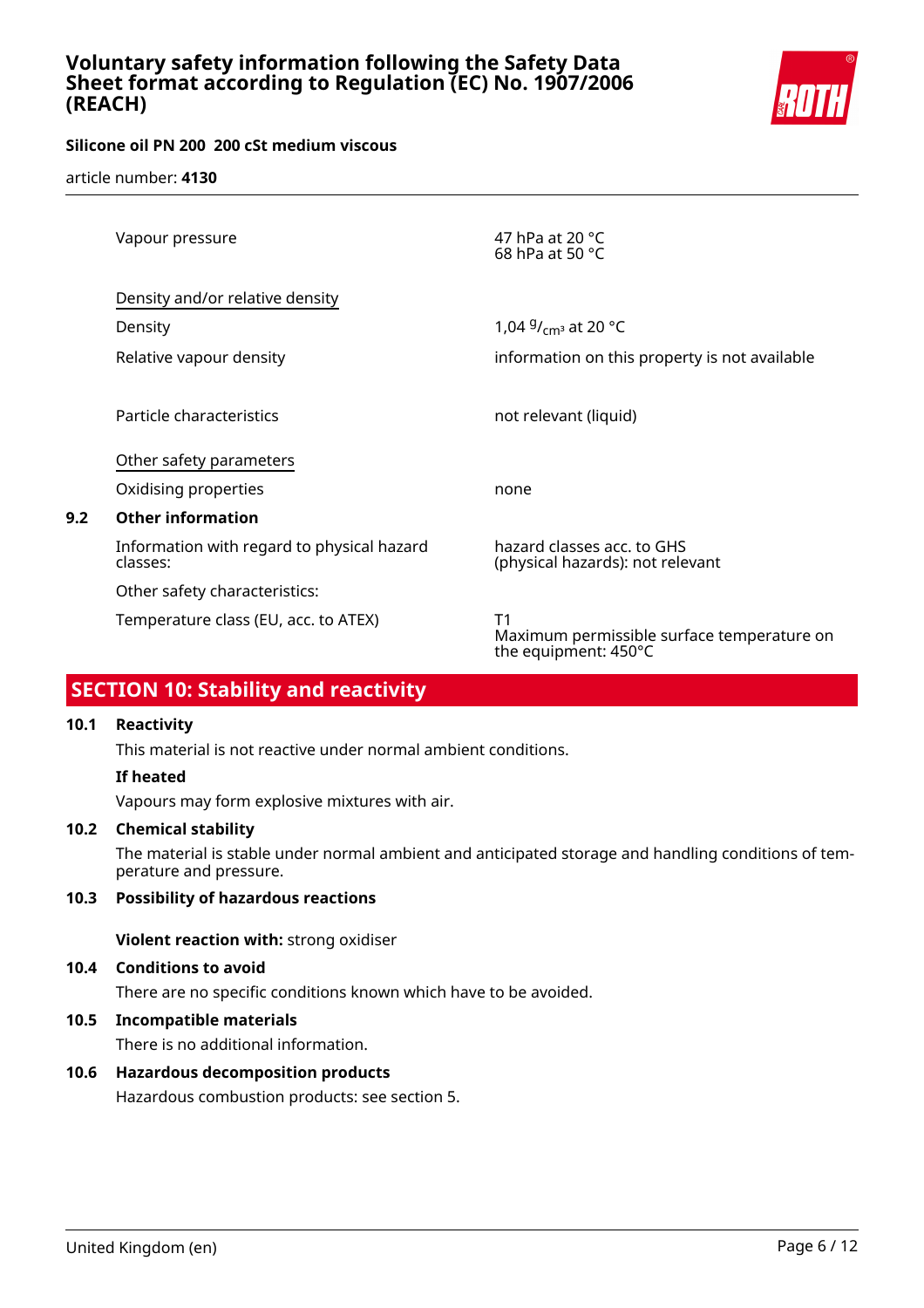| | |
|---|---|
| Vapour pressure | 47 hPa at 20 °C<br>68 hPa at 50 °C |
| Density and/or relative density | |
| Density | 1,04 $^{g}/_{cm^3}$ at 20 °C |
| Relative vapour density | information on this property is not available |
| Particle characteristics | not relevant (liquid) |
| Other safety parameters | |
| Oxidising properties | none |

**9.2 Other information**

| | |
|---|---|
| Information with regard to physical hazard classes: | hazard classes acc. to GHS (physical hazards): not relevant |
| Other safety characteristics: | |
| Temperature class (EU, acc. to ATEX) | T1<br>Maximum permissible surface temperature on the equipment: 450°C |

## SECTION 10: Stability and reactivity

### 10.1 Reactivity

This material is not reactive under normal ambient conditions.

**If heated**

Vapours may form explosive mixtures with air.

### 10.2 Chemical stability

The material is stable under normal ambient and anticipated storage and handling conditions of temperature and pressure.

### 10.3 Possibility of hazardous reactions

**Violent reaction with:** strong oxidiser

### 10.4 Conditions to avoid

There are no specific conditions known which have to be avoided.

### 10.5 Incompatible materials

There is no additional information.

### 10.6 Hazardous decomposition products

Hazardous combustion products: see section 5.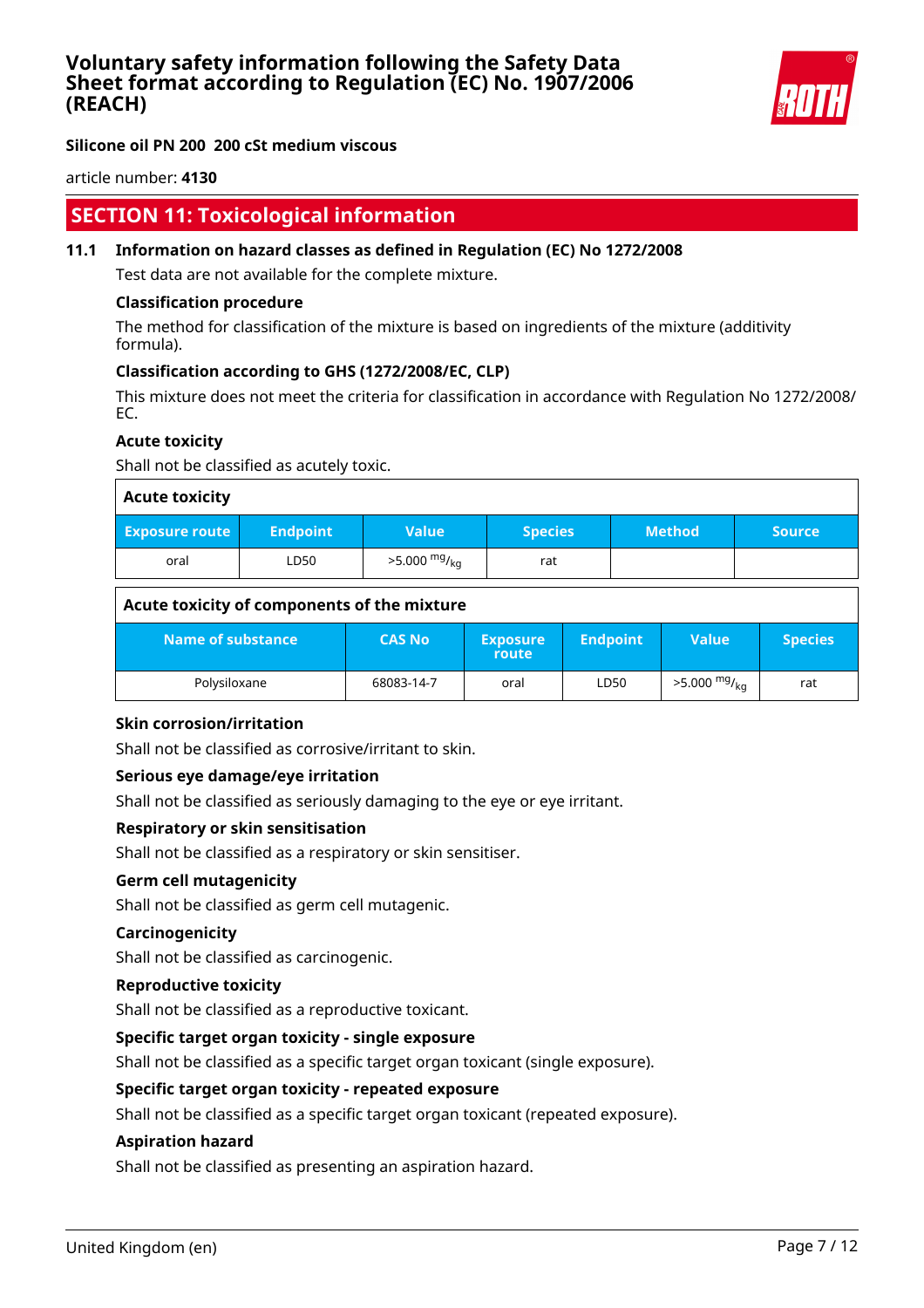## SECTION 11: Toxicological information

### 11.1 Information on hazard classes as defined in Regulation (EC) No 1272/2008

Test data are not available for the complete mixture.

**Classification procedure**

The method for classification of the mixture is based on ingredients of the mixture (additivity formula).

**Classification according to GHS (1272/2008/EC, CLP)**

This mixture does not meet the criteria for classification in accordance with Regulation No 1272/2008/EC.

**Acute toxicity**

Shall not be classified as acutely toxic.

**Acute toxicity**

| Exposure route | Endpoint | Value | Species | Method | Source |
|---|---|---|---|---|---|
| oral | LD50 | >5.000 $^{mg}/_{kg}$ | rat | | |

**Acute toxicity of components of the mixture**

| Name of substance | CAS No | Exposure route | Endpoint | Value | Species |
|---|---|---|---|---|---|
| Polysiloxane | 68083-14-7 | oral | LD50 | >5.000 $^{mg}/_{kg}$ | rat |

**Skin corrosion/irritation**

Shall not be classified as corrosive/irritant to skin.

**Serious eye damage/eye irritation**

Shall not be classified as seriously damaging to the eye or eye irritant.

**Respiratory or skin sensitisation**

Shall not be classified as a respiratory or skin sensitiser.

**Germ cell mutagenicity**

Shall not be classified as germ cell mutagenic.

**Carcinogenicity**

Shall not be classified as carcinogenic.

**Reproductive toxicity**

Shall not be classified as a reproductive toxicant.

**Specific target organ toxicity - single exposure**

Shall not be classified as a specific target organ toxicant (single exposure).

**Specific target organ toxicity - repeated exposure**

Shall not be classified as a specific target organ toxicant (repeated exposure).

**Aspiration hazard**

Shall not be classified as presenting an aspiration hazard.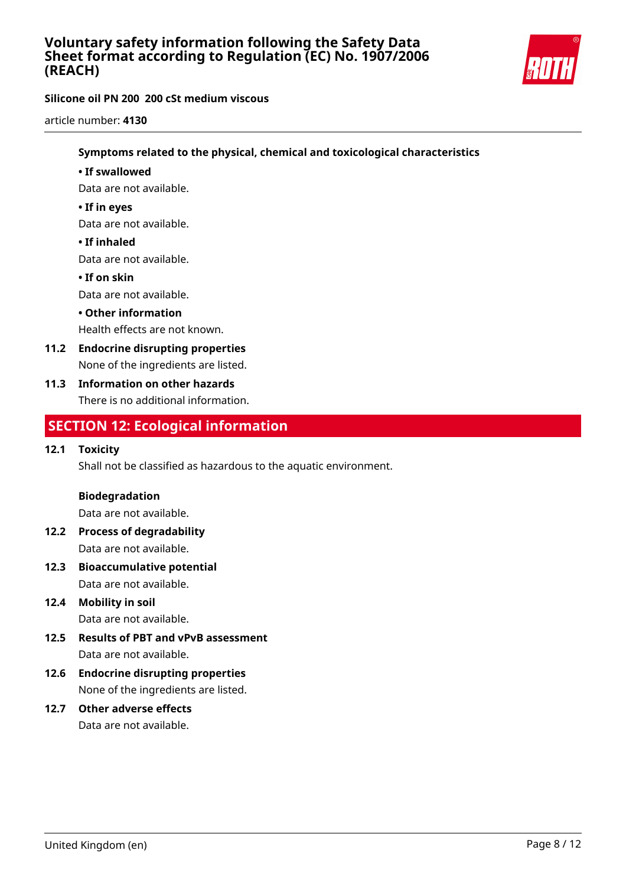**Symptoms related to the physical, chemical and toxicological characteristics**

- **If swallowed**

Data are not available.

- **If in eyes**

Data are not available.

- **If inhaled**

Data are not available.

- **If on skin**

Data are not available.

- **Other information**

Health effects are not known.

### 11.2 Endocrine disrupting properties

None of the ingredients are listed.

### 11.3 Information on other hazards

There is no additional information.

## SECTION 12: Ecological information

### 12.1 Toxicity

Shall not be classified as hazardous to the aquatic environment.

**Biodegradation**

Data are not available.

### 12.2 Process of degradability

Data are not available.

### 12.3 Bioaccumulative potential

Data are not available.

### 12.4 Mobility in soil

Data are not available.

### 12.5 Results of PBT and vPvB assessment

Data are not available.

### 12.6 Endocrine disrupting properties

None of the ingredients are listed.

### 12.7 Other adverse effects

Data are not available.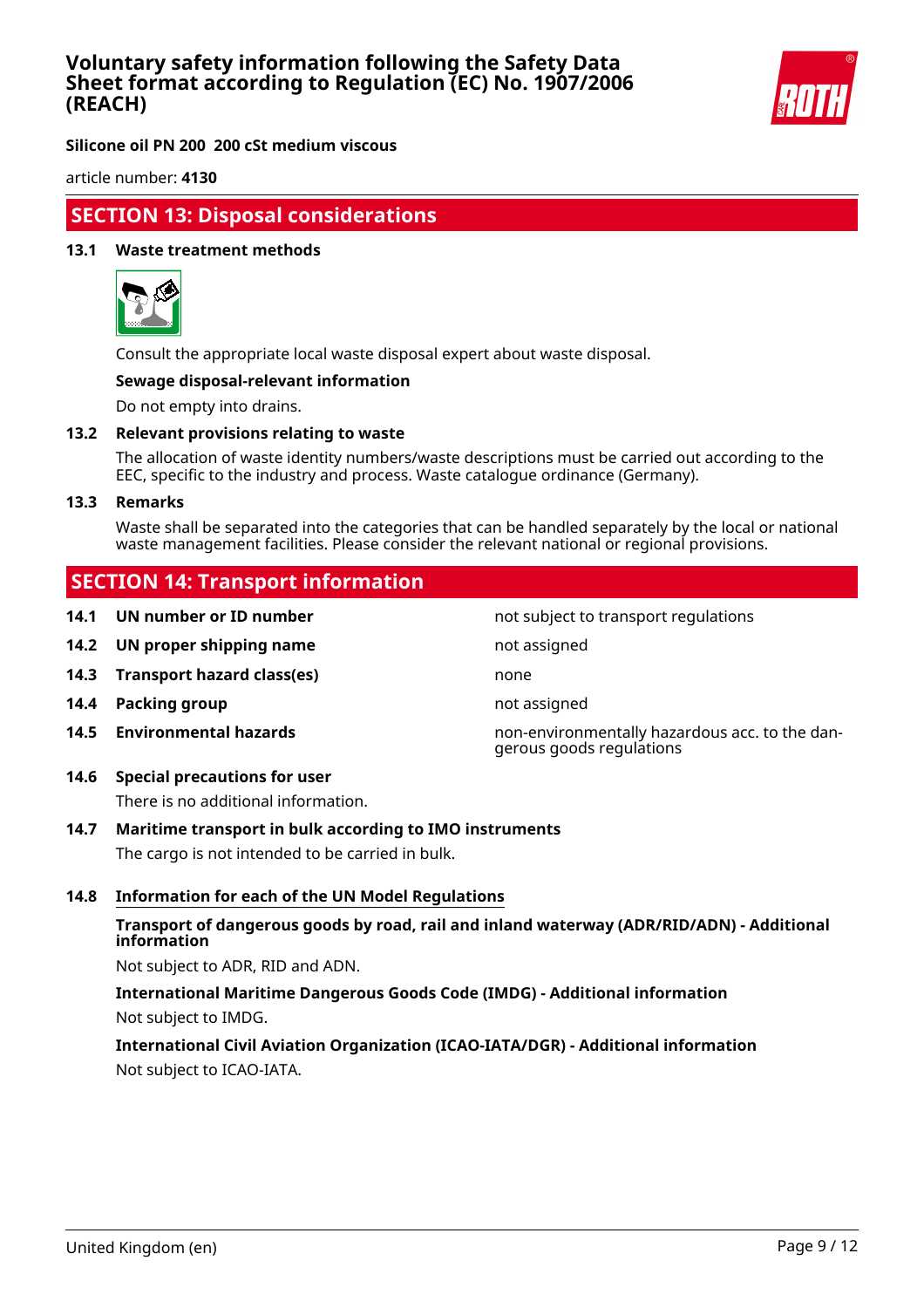## SECTION 13: Disposal considerations

### 13.1 Waste treatment methods

Consult the appropriate local waste disposal expert about waste disposal.

**Sewage disposal-relevant information**

Do not empty into drains.

### 13.2 Relevant provisions relating to waste

The allocation of waste identity numbers/waste descriptions must be carried out according to the EEC, specific to the industry and process. Waste catalogue ordinance (Germany).

### 13.3 Remarks

Waste shall be separated into the categories that can be handled separately by the local or national waste management facilities. Please consider the relevant national or regional provisions.

## SECTION 14: Transport information

| | | |
|---|---|---|
| **14.1** | **UN number or ID number** | not subject to transport regulations |
| **14.2** | **UN proper shipping name** | not assigned |
| **14.3** | **Transport hazard class(es)** | none |
| **14.4** | **Packing group** | not assigned |
| **14.5** | **Environmental hazards** | non-environmentally hazardous acc. to the dangerous goods regulations |

### 14.6 Special precautions for user

There is no additional information.

### 14.7 Maritime transport in bulk according to IMO instruments

The cargo is not intended to be carried in bulk.

### 14.8 Information for each of the UN Model Regulations

**Transport of dangerous goods by road, rail and inland waterway (ADR/RID/ADN) - Additional information**

Not subject to ADR, RID and ADN.

**International Maritime Dangerous Goods Code (IMDG) - Additional information**

Not subject to IMDG.

**International Civil Aviation Organization (ICAO-IATA/DGR) - Additional information**

Not subject to ICAO-IATA.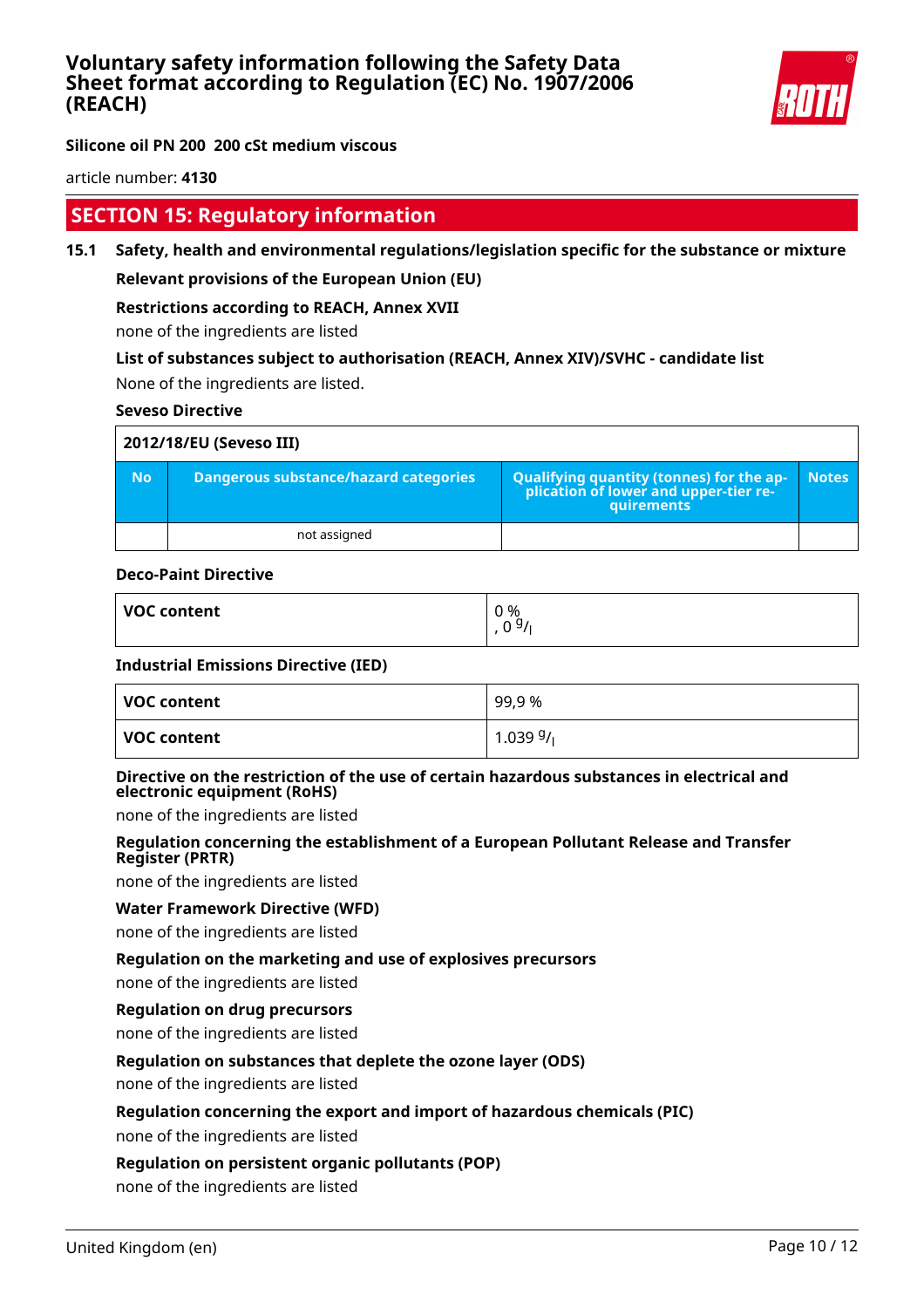## SECTION 15: Regulatory information

### 15.1 Safety, health and environmental regulations/legislation specific for the substance or mixture

**Relevant provisions of the European Union (EU)**

**Restrictions according to REACH, Annex XVII**

none of the ingredients are listed

**List of substances subject to authorisation (REACH, Annex XIV)/SVHC - candidate list**

None of the ingredients are listed.

**Seveso Directive**

| 2012/18/EU (Seveso III) | | | |
|---|---|---|---|
| **No** | **Dangerous substance/hazard categories** | **Qualifying quantity (tonnes) for the application of lower and upper-tier requirements** | **Notes** |
| | not assigned | | |

**Deco-Paint Directive**

| VOC content | 0 %<br>, 0 g/l |
|---|---|

**Industrial Emissions Directive (IED)**

| VOC content | 99,9 % |
|---|---|
| VOC content | 1.039 g/l |

**Directive on the restriction of the use of certain hazardous substances in electrical and electronic equipment (RoHS)**

none of the ingredients are listed

**Regulation concerning the establishment of a European Pollutant Release and Transfer Register (PRTR)**

none of the ingredients are listed

**Water Framework Directive (WFD)**

none of the ingredients are listed

**Regulation on the marketing and use of explosives precursors**

none of the ingredients are listed

**Regulation on drug precursors**

none of the ingredients are listed

**Regulation on substances that deplete the ozone layer (ODS)**

none of the ingredients are listed

**Regulation concerning the export and import of hazardous chemicals (PIC)**

none of the ingredients are listed

**Regulation on persistent organic pollutants (POP)**

none of the ingredients are listed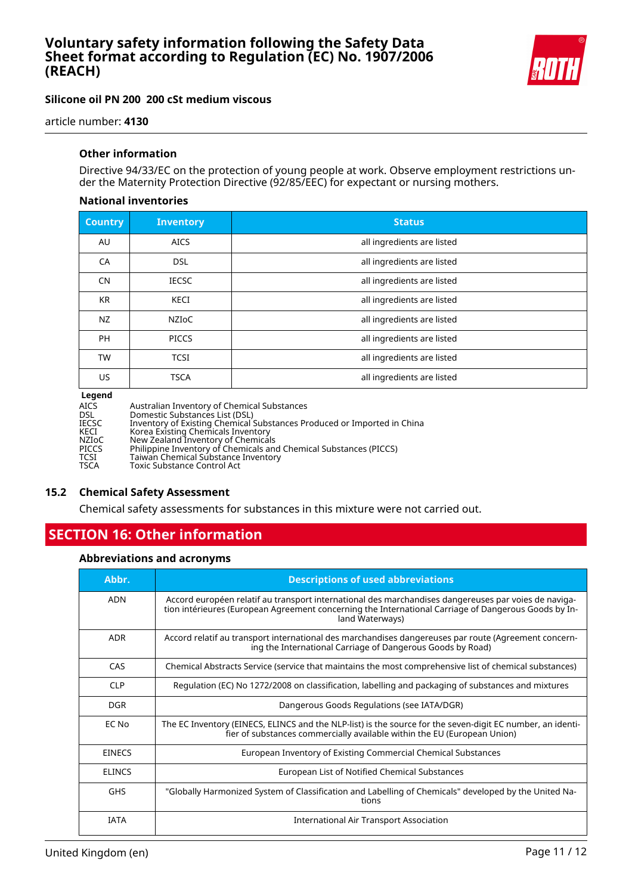### Other information

Directive 94/33/EC on the protection of young people at work. Observe employment restrictions under the Maternity Protection Directive (92/85/EEC) for expectant or nursing mothers.

#### National inventories

| Country | Inventory | Status |
|---|---|---|
| AU | AICS | all ingredients are listed |
| CA | DSL | all ingredients are listed |
| CN | IECSC | all ingredients are listed |
| KR | KECI | all ingredients are listed |
| NZ | NZIoC | all ingredients are listed |
| PH | PICCS | all ingredients are listed |
| TW | TCSI | all ingredients are listed |
| US | TSCA | all ingredients are listed |

**Legend**

| | |
|---|---|
| AICS | Australian Inventory of Chemical Substances |
| DSL | Domestic Substances List (DSL) |
| IECSC | Inventory of Existing Chemical Substances Produced or Imported in China |
| KECI | Korea Existing Chemicals Inventory |
| NZIoC | New Zealand Inventory of Chemicals |
| PICCS | Philippine Inventory of Chemicals and Chemical Substances (PICCS) |
| TCSI | Taiwan Chemical Substance Inventory |
| TSCA | Toxic Substance Control Act |

### 15.2 Chemical Safety Assessment

Chemical safety assessments for substances in this mixture were not carried out.

## SECTION 16: Other information

### Abbreviations and acronyms

| Abbr. | Descriptions of used abbreviations |
|---|---|
| ADN | Accord européen relatif au transport international des marchandises dangereuses par voies de navigation intérieures (European Agreement concerning the International Carriage of Dangerous Goods by Inland Waterways) |
| ADR | Accord relatif au transport international des marchandises dangereuses par route (Agreement concerning the International Carriage of Dangerous Goods by Road) |
| CAS | Chemical Abstracts Service (service that maintains the most comprehensive list of chemical substances) |
| CLP | Regulation (EC) No 1272/2008 on classification, labelling and packaging of substances and mixtures |
| DGR | Dangerous Goods Regulations (see IATA/DGR) |
| EC No | The EC Inventory (EINECS, ELINCS and the NLP-list) is the source for the seven-digit EC number, an identifier of substances commercially available within the EU (European Union) |
| EINECS | European Inventory of Existing Commercial Chemical Substances |
| ELINCS | European List of Notified Chemical Substances |
| GHS | "Globally Harmonized System of Classification and Labelling of Chemicals" developed by the United Nations |
| IATA | International Air Transport Association |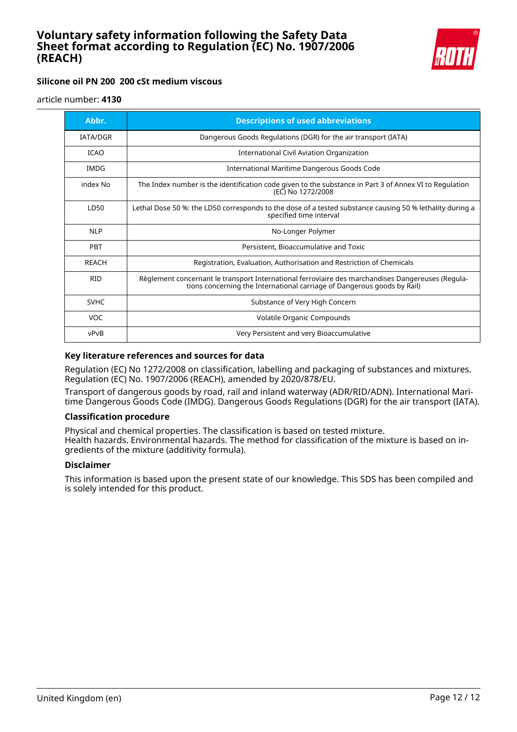| Abbr. | Descriptions of used abbreviations |
|---|---|
| IATA/DGR | Dangerous Goods Regulations (DGR) for the air transport (IATA) |
| ICAO | International Civil Aviation Organization |
| IMDG | International Maritime Dangerous Goods Code |
| index No | The Index number is the identification code given to the substance in Part 3 of Annex VI to Regulation (EC) No 1272/2008 |
| LD50 | Lethal Dose 50 %: the LD50 corresponds to the dose of a tested substance causing 50 % lethality during a specified time interval |
| NLP | No-Longer Polymer |
| PBT | Persistent, Bioaccumulative and Toxic |
| REACH | Registration, Evaluation, Authorisation and Restriction of Chemicals |
| RID | Règlement concernant le transport International ferroviaire des marchandises Dangereuses (Regulations concerning the International carriage of Dangerous goods by Rail) |
| SVHC | Substance of Very High Concern |
| VOC | Volatile Organic Compounds |
| vPvB | Very Persistent and very Bioaccumulative |

### Key literature references and sources for data

Regulation (EC) No 1272/2008 on classification, labelling and packaging of substances and mixtures. Regulation (EC) No. 1907/2006 (REACH), amended by 2020/878/EU.

Transport of dangerous goods by road, rail and inland waterway (ADR/RID/ADN). International Maritime Dangerous Goods Code (IMDG). Dangerous Goods Regulations (DGR) for the air transport (IATA).

### Classification procedure

Physical and chemical properties. The classification is based on tested mixture.
Health hazards. Environmental hazards. The method for classification of the mixture is based on ingredients of the mixture (additivity formula).

### Disclaimer

This information is based upon the present state of our knowledge. This SDS has been compiled and is solely intended for this product.